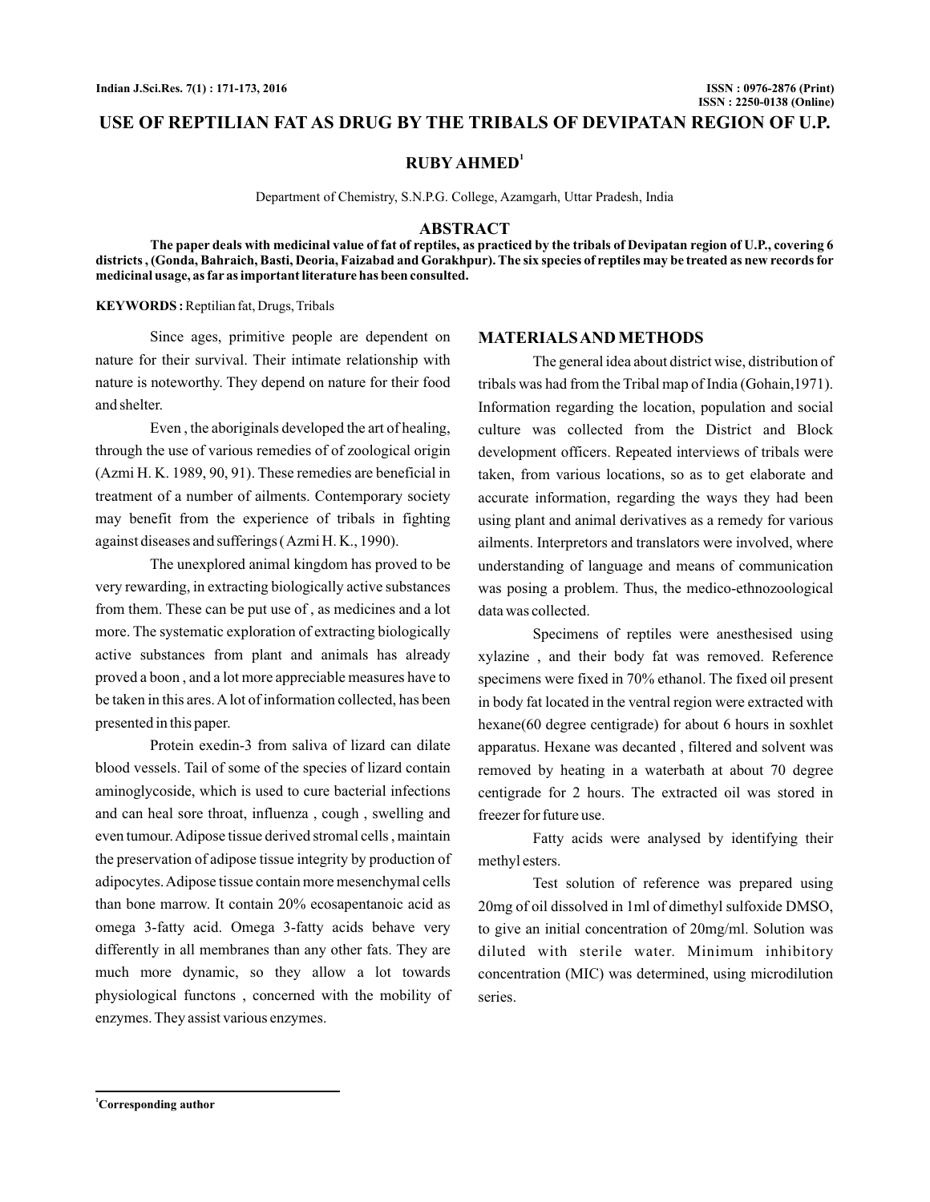# USE OF REPTILIAN FAT AS DRUG BY THE TRIBALS OF DEVIPATAN REGION OF U.P.

**RUBY AHMED**[1]

Department of Chemistry, S.N.P.G. College, Azamgarh, Uttar Pradesh, India

## ABSTRACT

**The paper deals with medicinal value of fat of reptiles, as practiced by the tribals of Devipatan region of U.P., covering 6 districts , (Gonda, Bahraich, Basti, Deoria, Faizabad and Gorakhpur). The six species of reptiles may be treated as new records for medicinal usage, as far as important literature has been consulted.**

**KEYWORDS :** Reptilian fat, Drugs, Tribals

Since ages, primitive people are dependent on nature for their survival. Their intimate relationship with nature is noteworthy. They depend on nature for their food and shelter.

Even , the aboriginals developed the art of healing, through the use of various remedies of of zoological origin (Azmi H. K. 1989, 90, 91). These remedies are beneficial in treatment of a number of ailments. Contemporary society may benefit from the experience of tribals in fighting against diseases and sufferings ( Azmi H. K., 1990).

The unexplored animal kingdom has proved to be very rewarding, in extracting biologically active substances from them. These can be put use of , as medicines and a lot more. The systematic exploration of extracting biologically active substances from plant and animals has already proved a boon , and a lot more appreciable measures have to be taken in this ares. A lot of information collected, has been presented in this paper.

Protein exedin-3 from saliva of lizard can dilate blood vessels. Tail of some of the species of lizard contain aminoglycoside, which is used to cure bacterial infections and can heal sore throat, influenza , cough , swelling and even tumour. Adipose tissue derived stromal cells , maintain the preservation of adipose tissue integrity by production of adipocytes. Adipose tissue contain more mesenchymal cells than bone marrow. It contain 20% ecosapentanoic acid as omega 3-fatty acid. Omega 3-fatty acids behave very differently in all membranes than any other fats. They are much more dynamic, so they allow a lot towards physiological functons , concerned with the mobility of enzymes. They assist various enzymes.

## MATERIALS AND METHODS

The general idea about district wise, distribution of tribals was had from the Tribal map of India (Gohain,1971). Information regarding the location, population and social culture was collected from the District and Block development officers. Repeated interviews of tribals were taken, from various locations, so as to get elaborate and accurate information, regarding the ways they had been using plant and animal derivatives as a remedy for various ailments. Interpretors and translators were involved, where understanding of language and means of communication was posing a problem. Thus, the medico-ethnozoological data was collected.

Specimens of reptiles were anesthesised using xylazine , and their body fat was removed. Reference specimens were fixed in 70% ethanol. The fixed oil present in body fat located in the ventral region were extracted with hexane(60 degree centigrade) for about 6 hours in soxhlet apparatus. Hexane was decanted , filtered and solvent was removed by heating in a waterbath at about 70 degree centigrade for 2 hours. The extracted oil was stored in freezer for future use.

Fatty acids were analysed by identifying their methyl esters.

Test solution of reference was prepared using 20mg of oil dissolved in 1ml of dimethyl sulfoxide DMSO, to give an initial concentration of 20mg/ml. Solution was diluted with sterile water. Minimum inhibitory concentration (MIC) was determined, using microdilution series.

[1]Corresponding author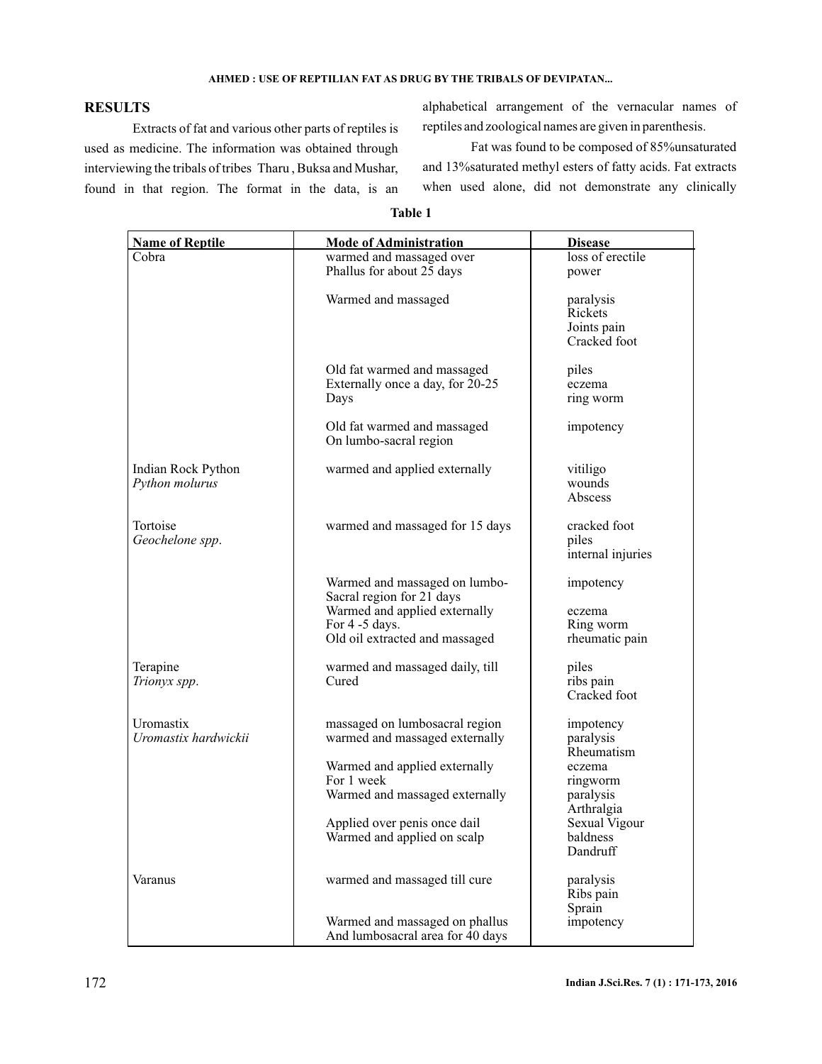## RESULTS

Extracts of fat and various other parts of reptiles is used as medicine. The information was obtained through interviewing the tribals of tribes Tharu , Buksa and Mushar, found in that region. The format in the data, is an alphabetical arrangement of the vernacular names of reptiles and zoological names are given in parenthesis.

Fat was found to be composed of 85%unsaturated and 13%saturated methyl esters of fatty acids. Fat extracts when used alone, did not demonstrate any clinically

**Table 1**

| Name of Reptile | Mode of Administration | Disease |
|---|---|---|
| Cobra | warmed and massaged over Phallus for about 25 days | loss of erectile power |
| | Warmed and massaged | paralysis<br>Rickets<br>Joints pain<br>Cracked foot |
| | Old fat warmed and massaged Externally once a day, for 20-25 Days | piles<br>eczema<br>ring worm |
| | Old fat warmed and massaged On lumbo-sacral region | impotency |
| Indian Rock Python<br>*Python molurus* | warmed and applied externally | vitiligo<br>wounds<br>Abscess |
| Tortoise<br>*Geochelone spp*. | warmed and massaged for 15 days | cracked foot<br>piles<br>internal injuries |
| | Warmed and massaged on lumbo-Sacral region for 21 days | impotency |
| | Warmed and applied externally For 4 -5 days. | eczema<br>Ring worm |
| | Old oil extracted and massaged | rheumatic pain |
| Terapine<br>*Trionyx spp*. | warmed and massaged daily, till Cured | piles<br>ribs pain<br>Cracked foot |
| Uromastix<br>*Uromastix hardwickii* | massaged on lumbosacral region | impotency |
| | warmed and massaged externally | paralysis<br>Rheumatism |
| | Warmed and applied externally For 1 week | eczema<br>ringworm |
| | Warmed and massaged externally | paralysis<br>Arthralgia |
| | Applied over penis once dail | Sexual Vigour |
| | Warmed and applied on scalp | baldness<br>Dandruff |
| Varanus | warmed and massaged till cure | paralysis<br>Ribs pain<br>Sprain |
| | Warmed and massaged on phallus And lumbosacral area for 40 days | impotency |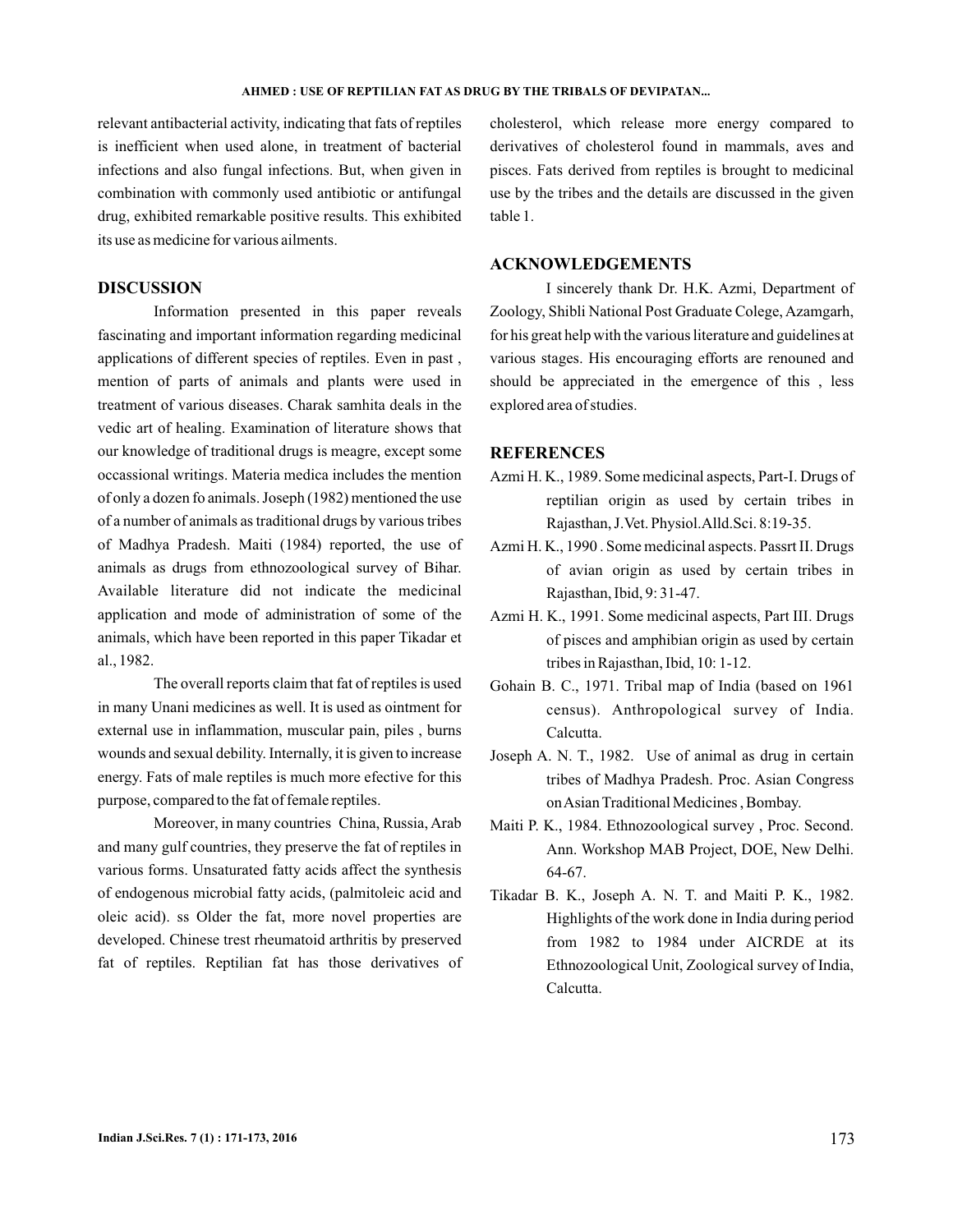relevant antibacterial activity, indicating that fats of reptiles is inefficient when used alone, in treatment of bacterial infections and also fungal infections. But, when given in combination with commonly used antibiotic or antifungal drug, exhibited remarkable positive results. This exhibited its use as medicine for various ailments.

## DISCUSSION

Information presented in this paper reveals fascinating and important information regarding medicinal applications of different species of reptiles. Even in past , mention of parts of animals and plants were used in treatment of various diseases. Charak samhita deals in the vedic art of healing. Examination of literature shows that our knowledge of traditional drugs is meagre, except some occassional writings. Materia medica includes the mention of only a dozen fo animals. Joseph (1982) mentioned the use of a number of animals as traditional drugs by various tribes of Madhya Pradesh. Maiti (1984) reported, the use of animals as drugs from ethnozoological survey of Bihar. Available literature did not indicate the medicinal application and mode of administration of some of the animals, which have been reported in this paper Tikadar et al., 1982.

The overall reports claim that fat of reptiles is used in many Unani medicines as well. It is used as ointment for external use in inflammation, muscular pain, piles , burns wounds and sexual debility. Internally, it is given to increase energy. Fats of male reptiles is much more efective for this purpose, compared to the fat of female reptiles.

Moreover, in many countries China, Russia, Arab and many gulf countries, they preserve the fat of reptiles in various forms. Unsaturated fatty acids affect the synthesis of endogenous microbial fatty acids, (palmitoleic acid and oleic acid). ss Older the fat, more novel properties are developed. Chinese trest rheumatoid arthritis by preserved fat of reptiles. Reptilian fat has those derivatives of cholesterol, which release more energy compared to derivatives of cholesterol found in mammals, aves and pisces. Fats derived from reptiles is brought to medicinal use by the tribes and the details are discussed in the given table 1.

## ACKNOWLEDGEMENTS

I sincerely thank Dr. H.K. Azmi, Department of Zoology, Shibli National Post Graduate Colege, Azamgarh, for his great help with the various literature and guidelines at various stages. His encouraging efforts are renouned and should be appreciated in the emergence of this , less explored area of studies.

## REFERENCES

Azmi H. K., 1989. Some medicinal aspects, Part-I. Drugs of reptilian origin as used by certain tribes in Rajasthan, J.Vet. Physiol.Alld.Sci. 8:19-35.

Azmi H. K., 1990 . Some medicinal aspects. Passrt II. Drugs of avian origin as used by certain tribes in Rajasthan, Ibid, 9: 31-47.

Azmi H. K., 1991. Some medicinal aspects, Part III. Drugs of pisces and amphibian origin as used by certain tribes in Rajasthan, Ibid, 10: 1-12.

Gohain B. C., 1971. Tribal map of India (based on 1961 census). Anthropological survey of India. Calcutta.

Joseph A. N. T., 1982. Use of animal as drug in certain tribes of Madhya Pradesh. Proc. Asian Congress on Asian Traditional Medicines , Bombay.

Maiti P. K., 1984. Ethnozoological survey , Proc. Second. Ann. Workshop MAB Project, DOE, New Delhi. 64-67.

Tikadar B. K., Joseph A. N. T. and Maiti P. K., 1982. Highlights of the work done in India during period from 1982 to 1984 under AICRDE at its Ethnozoological Unit, Zoological survey of India, Calcutta.